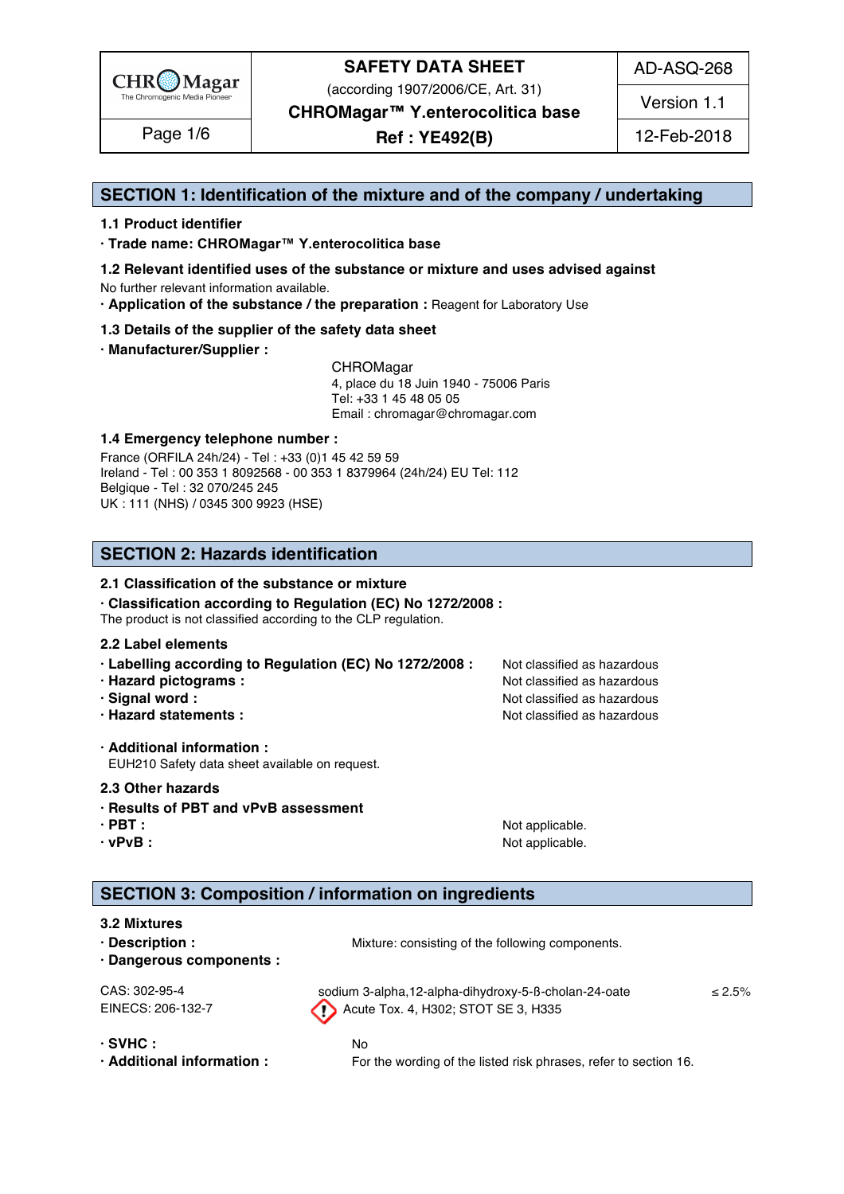# SAFETY DATA SHEET

(according 1907/2006/CE, Art. 31)

**CHROMagar™ Y.enterocolitica base**

**Ref : YE492(B)**

AD-ASQ-268 | Version 1.1 | 12-Feb-2018

## SECTION 1: Identification of the mixture and of the company / undertaking

### 1.1 Product identifier

· **Trade name: CHROMagar™ Y.enterocolitica base**

### 1.2 Relevant identified uses of the substance or mixture and uses advised against

No further relevant information available.

· **Application of the substance / the preparation :** Reagent for Laboratory Use

### 1.3 Details of the supplier of the safety data sheet

· **Manufacturer/Supplier :**

CHROMagar
4, place du 18 Juin 1940 - 75006 Paris
Tel: +33 1 45 48 05 05
Email : chromagar@chromagar.com

### 1.4 Emergency telephone number :

France (ORFILA 24h/24) - Tel : +33 (0)1 45 42 59 59
Ireland - Tel : 00 353 1 8092568 - 00 353 1 8379964 (24h/24) EU Tel: 112
Belgique - Tel : 32 070/245 245
UK : 111 (NHS) / 0345 300 9923 (HSE)

## SECTION 2: Hazards identification

### 2.1 Classification of the substance or mixture

· **Classification according to Regulation (EC) No 1272/2008 :**
The product is not classified according to the CLP regulation.

### 2.2 Label elements

| | |
|---|---|
| · **Labelling according to Regulation (EC) No 1272/2008 :** | Not classified as hazardous |
| · **Hazard pictograms :** | Not classified as hazardous |
| · **Signal word :** | Not classified as hazardous |
| · **Hazard statements :** | Not classified as hazardous |

· **Additional information :**
EUH210 Safety data sheet available on request.

### 2.3 Other hazards

· **Results of PBT and vPvB assessment**

| | |
|---|---|
| · **PBT :** | Not applicable. |
| · **vPvB :** | Not applicable. |

## SECTION 3: Composition / information on ingredients

### 3.2 Mixtures

· **Description :** Mixture: consisting of the following components.

· **Dangerous components :**

| | | |
|---|---|---|
| CAS: 302-95-4<br>EINECS: 206-132-7 | sodium 3-alpha,12-alpha-dihydroxy-5-ß-cholan-24-oate<br>Acute Tox. 4, H302; STOT SE 3, H335 | ≤ 2.5% |

· **SVHC :** No

· **Additional information :** For the wording of the listed risk phrases, refer to section 16.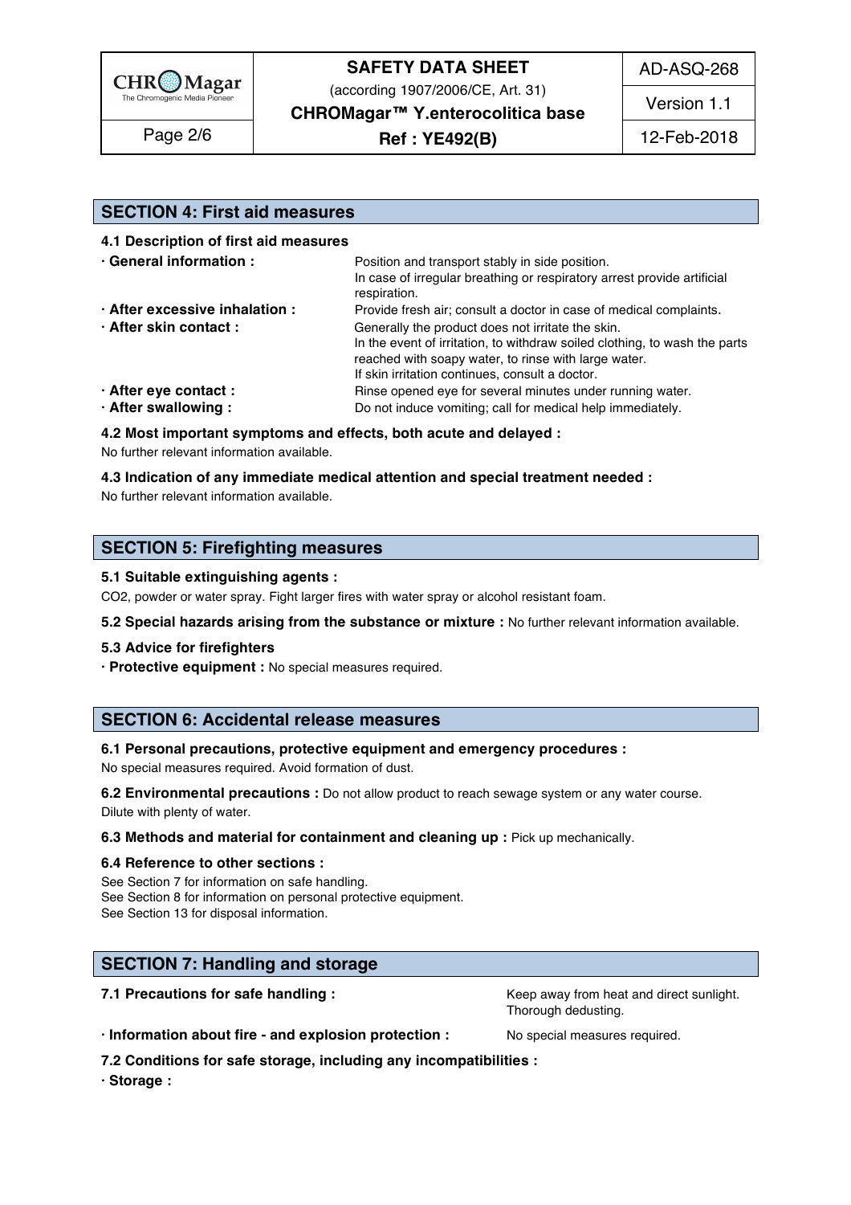## SECTION 4: First aid measures

### 4.1 Description of first aid measures

**· General information :** Position and transport stably in side position. In case of irregular breathing or respiratory arrest provide artificial respiration.

**· After excessive inhalation :** Provide fresh air; consult a doctor in case of medical complaints.

**· After skin contact :** Generally the product does not irritate the skin. In the event of irritation, to withdraw soiled clothing, to wash the parts reached with soapy water, to rinse with large water. If skin irritation continues, consult a doctor.

**· After eye contact :** Rinse opened eye for several minutes under running water.

**· After swallowing :** Do not induce vomiting; call for medical help immediately.

### 4.2 Most important symptoms and effects, both acute and delayed :

No further relevant information available.

### 4.3 Indication of any immediate medical attention and special treatment needed :

No further relevant information available.

## SECTION 5: Firefighting measures

### 5.1 Suitable extinguishing agents :

$CO_2$, powder or water spray. Fight larger fires with water spray or alcohol resistant foam.

**5.2 Special hazards arising from the substance or mixture :** No further relevant information available.

### 5.3 Advice for firefighters

**· Protective equipment :** No special measures required.

## SECTION 6: Accidental release measures

### 6.1 Personal precautions, protective equipment and emergency procedures :

No special measures required. Avoid formation of dust.

**6.2 Environmental precautions :** Do not allow product to reach sewage system or any water course. Dilute with plenty of water.

**6.3 Methods and material for containment and cleaning up :** Pick up mechanically.

### 6.4 Reference to other sections :

See Section 7 for information on safe handling.
See Section 8 for information on personal protective equipment.
See Section 13 for disposal information.

## SECTION 7: Handling and storage

**7.1 Precautions for safe handling :** Keep away from heat and direct sunlight. Thorough dedusting.

**· Information about fire - and explosion protection :** No special measures required.

### 7.2 Conditions for safe storage, including any incompatibilities :

**· Storage :**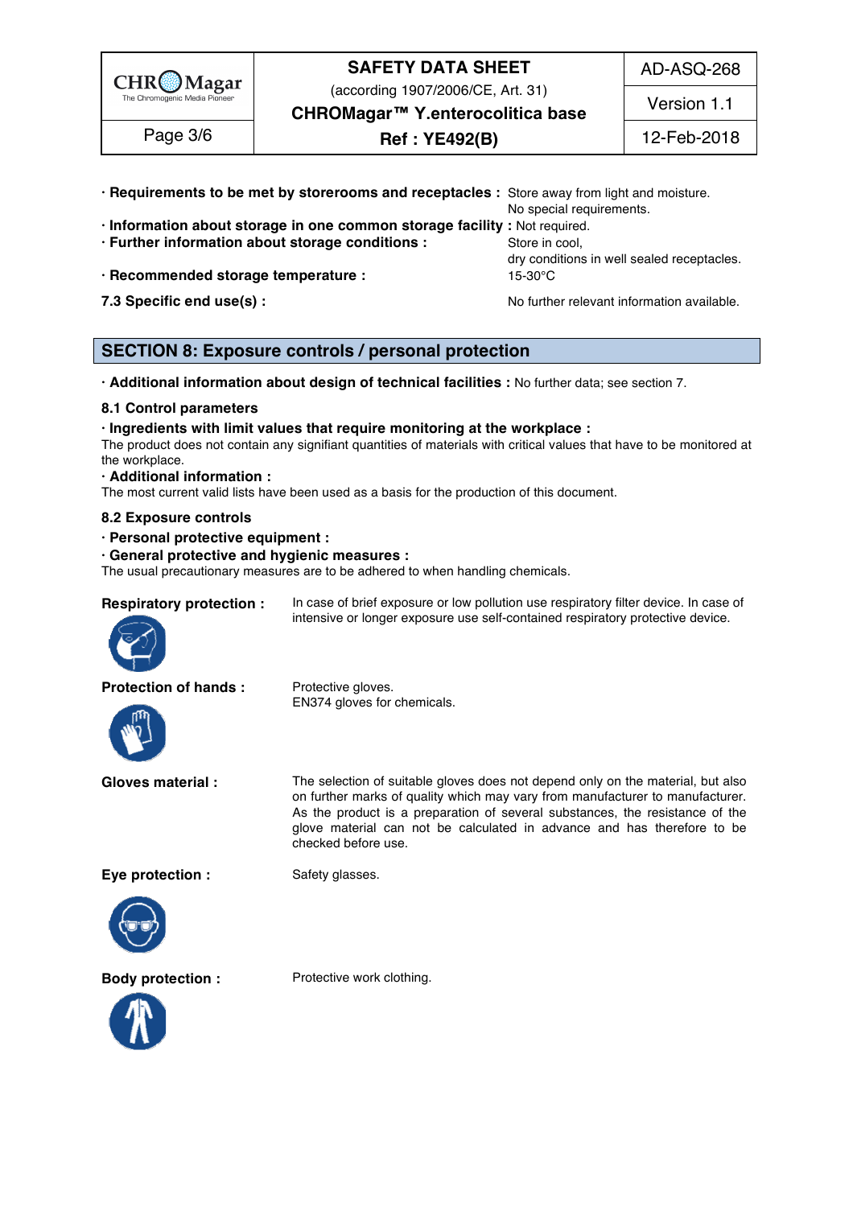· **Requirements to be met by storerooms and receptacles :** Store away from light and moisture. No special requirements.

· **Information about storage in one common storage facility :** Not required.

· **Further information about storage conditions :** Store in cool, dry conditions in well sealed receptacles.

· **Recommended storage temperature :** 15-30°C

**7.3 Specific end use(s) :** No further relevant information available.

## SECTION 8: Exposure controls / personal protection

· **Additional information about design of technical facilities :** No further data; see section 7.

### 8.1 Control parameters

· **Ingredients with limit values that require monitoring at the workplace :**
The product does not contain any signifiant quantities of materials with critical values that have to be monitored at the workplace.

· **Additional information :**
The most current valid lists have been used as a basis for the production of this document.

### 8.2 Exposure controls

· **Personal protective equipment :**

· **General protective and hygienic measures :**
The usual precautionary measures are to be adhered to when handling chemicals.

**Respiratory protection :** In case of brief exposure or low pollution use respiratory filter device. In case of intensive or longer exposure use self-contained respiratory protective device.

**Protection of hands :** Protective gloves. EN374 gloves for chemicals.

**Gloves material :** The selection of suitable gloves does not depend only on the material, but also on further marks of quality which may vary from manufacturer to manufacturer. As the product is a preparation of several substances, the resistance of the glove material can not be calculated in advance and has therefore to be checked before use.

**Eye protection :** Safety glasses.

**Body protection :** Protective work clothing.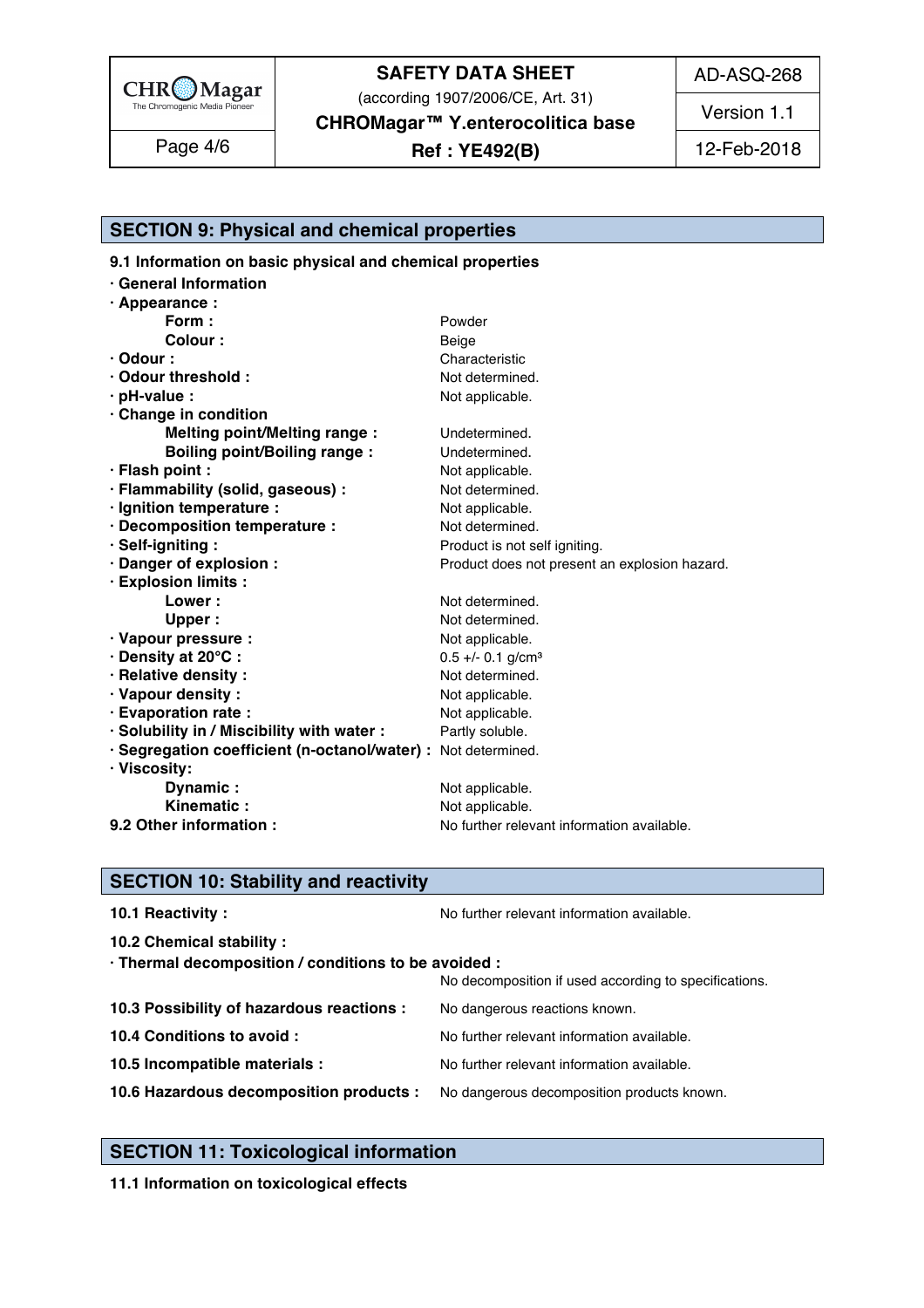## SECTION 9: Physical and chemical properties

**9.1 Information on basic physical and chemical properties**

**· General Information**

**· Appearance :**

| | |
|---|---|
| **Form :** | Powder |
| **Colour :** | Beige |
| **· Odour :** | Characteristic |
| **· Odour threshold :** | Not determined. |
| **· pH-value :** | Not applicable. |
| **· Change in condition** | |
| **Melting point/Melting range :** | Undetermined. |
| **Boiling point/Boiling range :** | Undetermined. |
| **· Flash point :** | Not applicable. |
| **· Flammability (solid, gaseous) :** | Not determined. |
| **· Ignition temperature :** | Not applicable. |
| **· Decomposition temperature :** | Not determined. |
| **· Self-igniting :** | Product is not self igniting. |
| **· Danger of explosion :** | Product does not present an explosion hazard. |
| **· Explosion limits :** | |
| **Lower :** | Not determined. |
| **Upper :** | Not determined. |
| **· Vapour pressure :** | Not applicable. |
| **· Density at 20°C :** | 0.5 +/- 0.1 g/cm³ |
| **· Relative density :** | Not determined. |
| **· Vapour density :** | Not applicable. |
| **· Evaporation rate :** | Not applicable. |
| **· Solubility in / Miscibility with water :** | Partly soluble. |
| **· Segregation coefficient (n-octanol/water) :** | Not determined. |
| **· Viscosity:** | |
| **Dynamic :** | Not applicable. |
| **Kinematic :** | Not applicable. |
| **9.2 Other information :** | No further relevant information available. |

## SECTION 10: Stability and reactivity

**10.1 Reactivity :** No further relevant information available.

**10.2 Chemical stability :**

**· Thermal decomposition / conditions to be avoided :**
No decomposition if used according to specifications.

**10.3 Possibility of hazardous reactions :** No dangerous reactions known.

**10.4 Conditions to avoid :** No further relevant information available.

**10.5 Incompatible materials :** No further relevant information available.

**10.6 Hazardous decomposition products :** No dangerous decomposition products known.

## SECTION 11: Toxicological information

**11.1 Information on toxicological effects**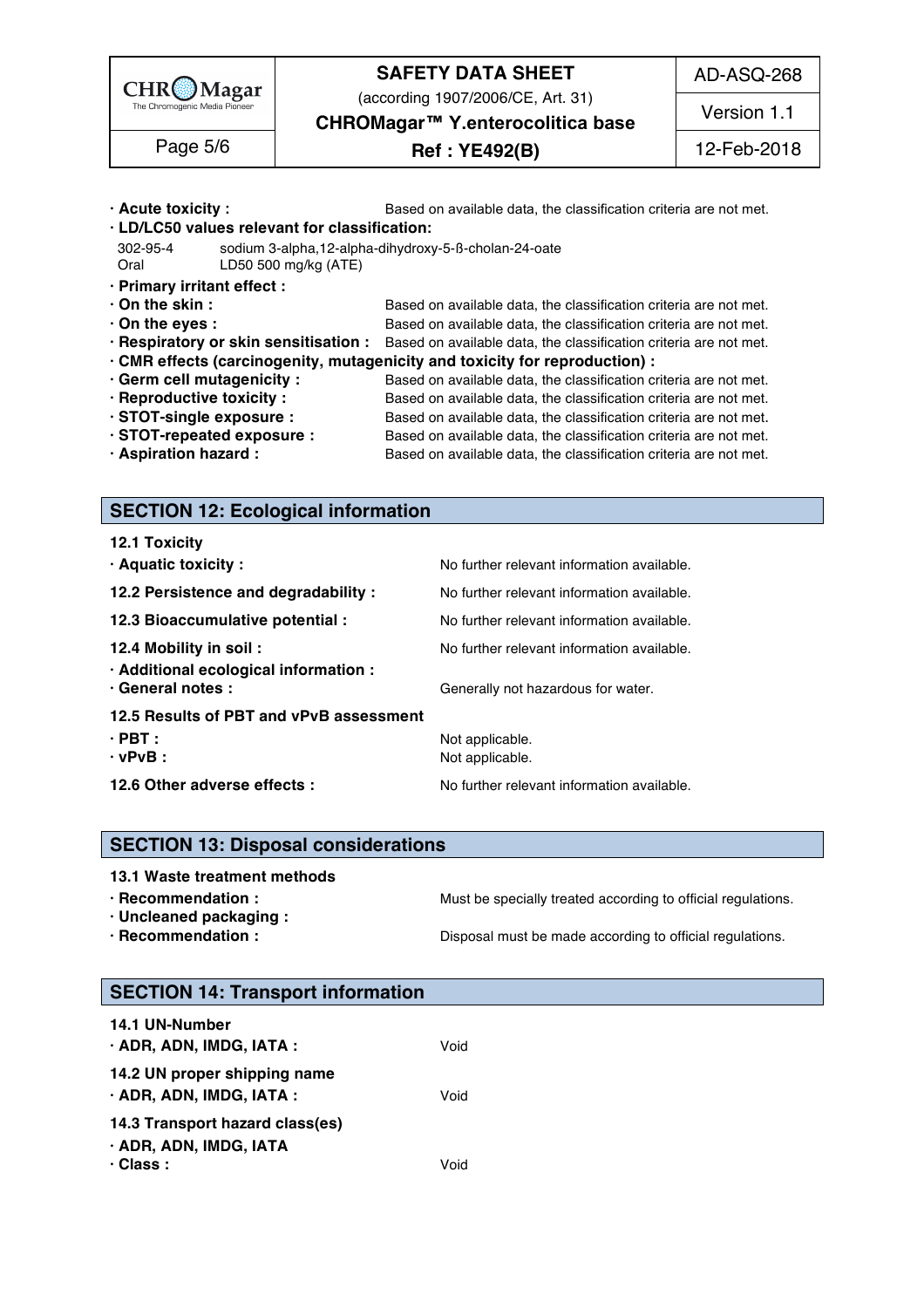· **Acute toxicity :** Based on available data, the classification criteria are not met.

· **LD/LC50 values relevant for classification:**

| 302-95-4 | sodium 3-alpha,12-alpha-dihydroxy-5-ß-cholan-24-oate |
|---|---|
| Oral | LD50 500 mg/kg (ATE) |

· **Primary irritant effect :**

· **On the skin :** Based on available data, the classification criteria are not met.

· **On the eyes :** Based on available data, the classification criteria are not met.

· **Respiratory or skin sensitisation :** Based on available data, the classification criteria are not met.

· **CMR effects (carcinogenity, mutagenicity and toxicity for reproduction) :**

· **Germ cell mutagenicity :** Based on available data, the classification criteria are not met.

· **Reproductive toxicity :** Based on available data, the classification criteria are not met.

· **STOT-single exposure :** Based on available data, the classification criteria are not met.

· **STOT-repeated exposure :** Based on available data, the classification criteria are not met.

· **Aspiration hazard :** Based on available data, the classification criteria are not met.

## SECTION 12: Ecological information

**12.1 Toxicity**

· **Aquatic toxicity :** No further relevant information available.

**12.2 Persistence and degradability :** No further relevant information available.

**12.3 Bioaccumulative potential :** No further relevant information available.

**12.4 Mobility in soil :** No further relevant information available.

· **Additional ecological information :**

· **General notes :** Generally not hazardous for water.

**12.5 Results of PBT and vPvB assessment**

· **PBT :** Not applicable.

· **vPvB :** Not applicable.

**12.6 Other adverse effects :** No further relevant information available.

## SECTION 13: Disposal considerations

**13.1 Waste treatment methods**

· **Recommendation :** Must be specially treated according to official regulations.

· **Uncleaned packaging :**

· **Recommendation :** Disposal must be made according to official regulations.

## SECTION 14: Transport information

**14.1 UN-Number**

· **ADR, ADN, IMDG, IATA :** Void

**14.2 UN proper shipping name**

· **ADR, ADN, IMDG, IATA :** Void

**14.3 Transport hazard class(es)**

· **ADR, ADN, IMDG, IATA**

· **Class :** Void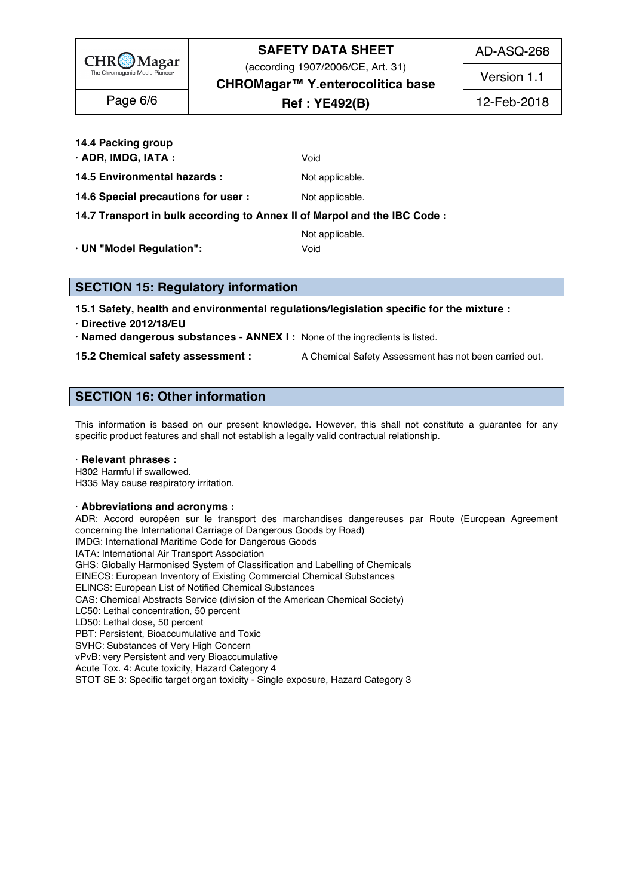**14.4 Packing group**

**· ADR, IMDG, IATA :** Void

**14.5 Environmental hazards :** Not applicable.

**14.6 Special precautions for user :** Not applicable.

**14.7 Transport in bulk according to Annex II of Marpol and the IBC Code :**

Not applicable.

**· UN "Model Regulation":** Void

## SECTION 15: Regulatory information

**15.1 Safety, health and environmental regulations/legislation specific for the mixture :**

**· Directive 2012/18/EU**

**· Named dangerous substances - ANNEX I :** None of the ingredients is listed.

**15.2 Chemical safety assessment :** A Chemical Safety Assessment has not been carried out.

## SECTION 16: Other information

This information is based on our present knowledge. However, this shall not constitute a guarantee for any specific product features and shall not establish a legally valid contractual relationship.

· **Relevant phrases :**

H302 Harmful if swallowed.
H335 May cause respiratory irritation.

· **Abbreviations and acronyms :**

ADR: Accord européen sur le transport des marchandises dangereuses par Route (European Agreement concerning the International Carriage of Dangerous Goods by Road)
IMDG: International Maritime Code for Dangerous Goods
IATA: International Air Transport Association
GHS: Globally Harmonised System of Classification and Labelling of Chemicals
EINECS: European Inventory of Existing Commercial Chemical Substances
ELINCS: European List of Notified Chemical Substances
CAS: Chemical Abstracts Service (division of the American Chemical Society)
LC50: Lethal concentration, 50 percent
LD50: Lethal dose, 50 percent
PBT: Persistent, Bioaccumulative and Toxic
SVHC: Substances of Very High Concern
vPvB: very Persistent and very Bioaccumulative
Acute Tox. 4: Acute toxicity, Hazard Category 4
STOT SE 3: Specific target organ toxicity - Single exposure, Hazard Category 3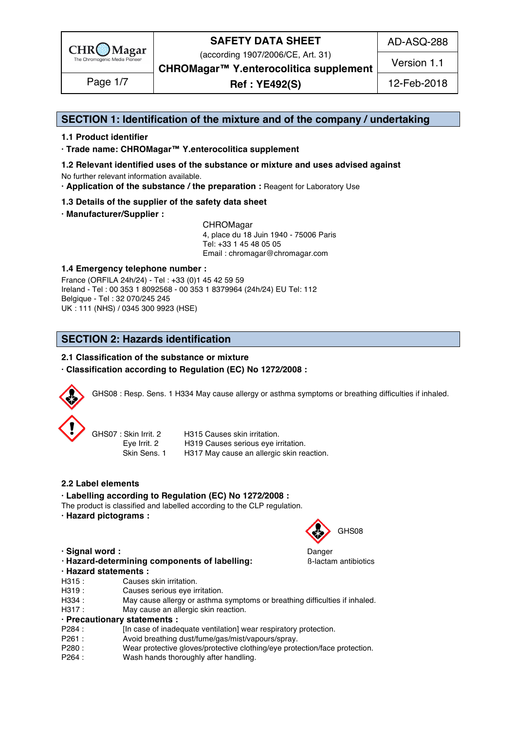| CHROMagar The Chromogenic Media Pioneer | SAFETY DATA SHEET (according 1907/2006/CE, Art. 31) CHROMagar™ Y.enterocolitica supplement | AD-ASQ-288 |
| --- | --- | --- |
| | | Version 1.1 |
| Page 1/7 | Ref : YE492(S) | 12-Feb-2018 |

## SECTION 1: Identification of the mixture and of the company / undertaking

### 1.1 Product identifier

**· Trade name: CHROMagar™ Y.enterocolitica supplement**

### 1.2 Relevant identified uses of the substance or mixture and uses advised against

No further relevant information available.

**· Application of the substance / the preparation :** Reagent for Laboratory Use

### 1.3 Details of the supplier of the safety data sheet

**· Manufacturer/Supplier :**

CHROMagar
4, place du 18 Juin 1940 - 75006 Paris
Tel: +33 1 45 48 05 05
Email : chromagar@chromagar.com

### 1.4 Emergency telephone number :

France (ORFILA 24h/24) - Tel : +33 (0)1 45 42 59 59
Ireland - Tel : 00 353 1 8092568 - 00 353 1 8379964 (24h/24) EU Tel: 112
Belgique - Tel : 32 070/245 245
UK : 111 (NHS) / 0345 300 9923 (HSE)

## SECTION 2: Hazards identification

### 2.1 Classification of the substance or mixture

**· Classification according to Regulation (EC) No 1272/2008 :**

GHS08 : Resp. Sens. 1 H334 May cause allergy or asthma symptoms or breathing difficulties if inhaled.

| | | |
| --- | --- | --- |
| GHS07 : | Skin Irrit. 2 | H315 Causes skin irritation. |
| | Eye Irrit. 2 | H319 Causes serious eye irritation. |
| | Skin Sens. 1 | H317 May cause an allergic skin reaction. |

### 2.2 Label elements

**· Labelling according to Regulation (EC) No 1272/2008 :**

The product is classified and labelled according to the CLP regulation.

**· Hazard pictograms :**

GHS08

**· Signal word :** Danger

**· Hazard-determining components of labelling:** ß-lactam antibiotics

**· Hazard statements :**

H315 : Causes skin irritation.
H319 : Causes serious eye irritation.
H334 : May cause allergy or asthma symptoms or breathing difficulties if inhaled.
H317 : May cause an allergic skin reaction.

**· Precautionary statements :**

P284 : [In case of inadequate ventilation] wear respiratory protection.
P261 : Avoid breathing dust/fume/gas/mist/vapours/spray.
P280 : Wear protective gloves/protective clothing/eye protection/face protection.
P264 : Wash hands thoroughly after handling.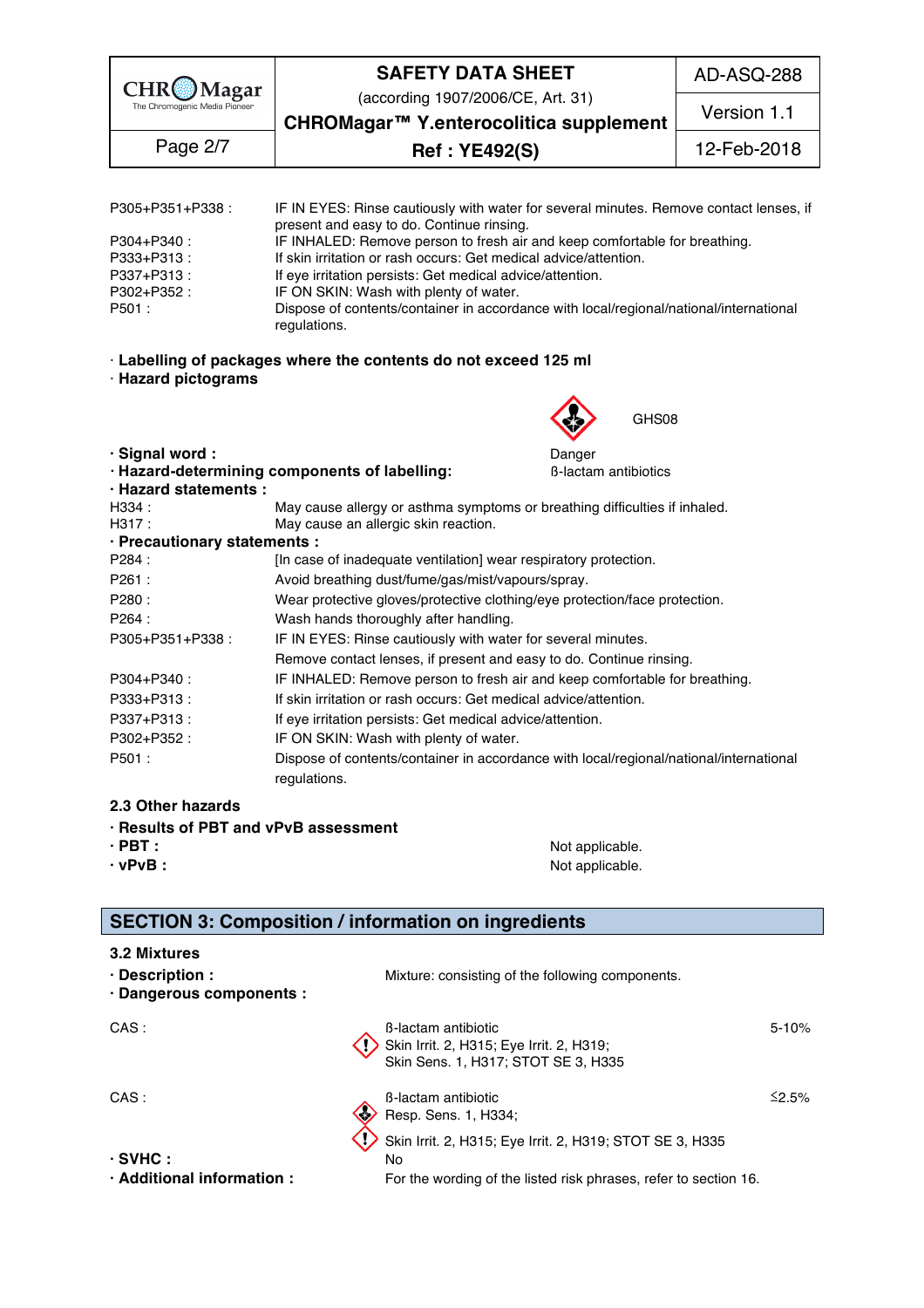| | |
|---|---|
| P305+P351+P338 : | IF IN EYES: Rinse cautiously with water for several minutes. Remove contact lenses, if present and easy to do. Continue rinsing. |
| P304+P340 : | IF INHALED: Remove person to fresh air and keep comfortable for breathing. |
| P333+P313 : | If skin irritation or rash occurs: Get medical advice/attention. |
| P337+P313 : | If eye irritation persists: Get medical advice/attention. |
| P302+P352 : | IF ON SKIN: Wash with plenty of water. |
| P501 : | Dispose of contents/container in accordance with local/regional/national/international regulations. |

· **Labelling of packages where the contents do not exceed 125 ml**

· **Hazard pictograms**

GHS08

· **Signal word :** Danger

· **Hazard-determining components of labelling:** ß-lactam antibiotics

· **Hazard statements :**

| | |
|---|---|
| H334 : | May cause allergy or asthma symptoms or breathing difficulties if inhaled. |
| H317 : | May cause an allergic skin reaction. |

· **Precautionary statements :**

| | |
|---|---|
| P284 : | [In case of inadequate ventilation] wear respiratory protection. |
| P261 : | Avoid breathing dust/fume/gas/mist/vapours/spray. |
| P280 : | Wear protective gloves/protective clothing/eye protection/face protection. |
| P264 : | Wash hands thoroughly after handling. |
| P305+P351+P338 : | IF IN EYES: Rinse cautiously with water for several minutes. Remove contact lenses, if present and easy to do. Continue rinsing. |
| P304+P340 : | IF INHALED: Remove person to fresh air and keep comfortable for breathing. |
| P333+P313 : | If skin irritation or rash occurs: Get medical advice/attention. |
| P337+P313 : | If eye irritation persists: Get medical advice/attention. |
| P302+P352 : | IF ON SKIN: Wash with plenty of water. |
| P501 : | Dispose of contents/container in accordance with local/regional/national/international regulations. |

### 2.3 Other hazards

· **Results of PBT and vPvB assessment**

· **PBT :** Not applicable.

· **vPvB :** Not applicable.

## SECTION 3: Composition / information on ingredients

### 3.2 Mixtures

· **Description :** Mixture: consisting of the following components.

· **Dangerous components :**

| | | |
|---|---|---|
| CAS : | ß-lactam antibiotic<br>Skin Irrit. 2, H315; Eye Irrit. 2, H319;<br>Skin Sens. 1, H317; STOT SE 3, H335 | 5-10% |
| CAS : | ß-lactam antibiotic<br>Resp. Sens. 1, H334;<br>Skin Irrit. 2, H315; Eye Irrit. 2, H319; STOT SE 3, H335 | ≤2.5% |

· **SVHC :** No

· **Additional information :** For the wording of the listed risk phrases, refer to section 16.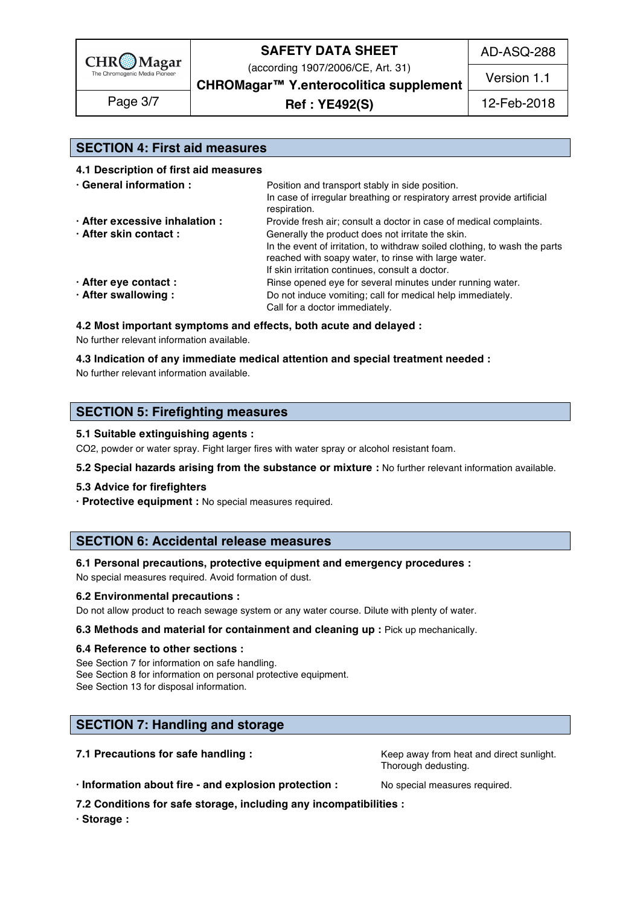## SECTION 4: First aid measures

### 4.1 Description of first aid measures

**· General information :** Position and transport stably in side position.
In case of irregular breathing or respiratory arrest provide artificial respiration.

**· After excessive inhalation :** Provide fresh air; consult a doctor in case of medical complaints.

**· After skin contact :** Generally the product does not irritate the skin.
In the event of irritation, to withdraw soiled clothing, to wash the parts reached with soapy water, to rinse with large water.
If skin irritation continues, consult a doctor.

**· After eye contact :** Rinse opened eye for several minutes under running water.

**· After swallowing :** Do not induce vomiting; call for medical help immediately.
Call for a doctor immediately.

### 4.2 Most important symptoms and effects, both acute and delayed :

No further relevant information available.

### 4.3 Indication of any immediate medical attention and special treatment needed :

No further relevant information available.

## SECTION 5: Firefighting measures

### 5.1 Suitable extinguishing agents :

$CO_2$, powder or water spray. Fight larger fires with water spray or alcohol resistant foam.

**5.2 Special hazards arising from the substance or mixture :** No further relevant information available.

### 5.3 Advice for firefighters

**· Protective equipment :** No special measures required.

## SECTION 6: Accidental release measures

### 6.1 Personal precautions, protective equipment and emergency procedures :

No special measures required. Avoid formation of dust.

### 6.2 Environmental precautions :

Do not allow product to reach sewage system or any water course. Dilute with plenty of water.

**6.3 Methods and material for containment and cleaning up :** Pick up mechanically.

### 6.4 Reference to other sections :

See Section 7 for information on safe handling.
See Section 8 for information on personal protective equipment.
See Section 13 for disposal information.

## SECTION 7: Handling and storage

**7.1 Precautions for safe handling :** Keep away from heat and direct sunlight.
Thorough dedusting.

**· Information about fire - and explosion protection :** No special measures required.

### 7.2 Conditions for safe storage, including any incompatibilities :

**· Storage :**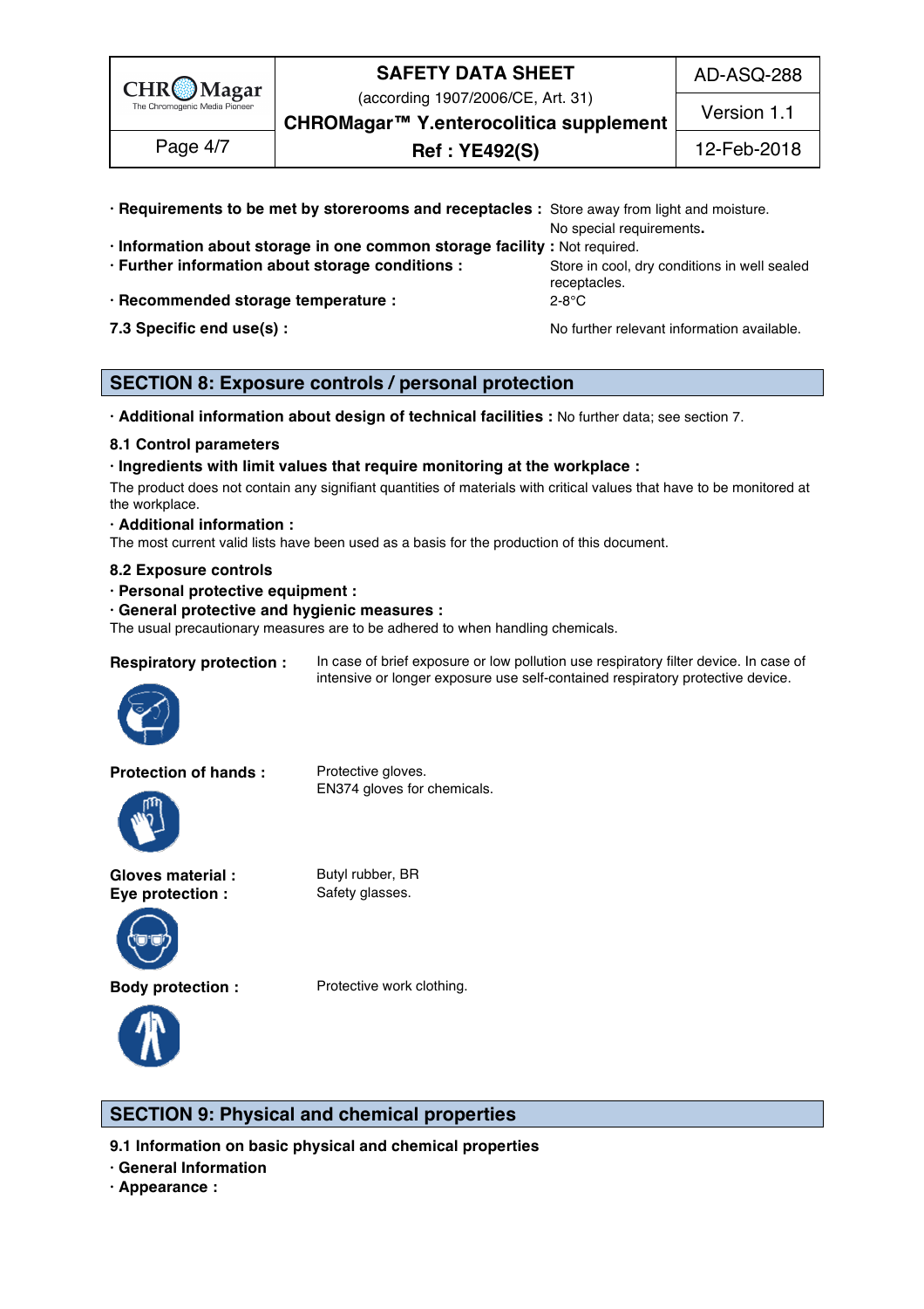· **Requirements to be met by storerooms and receptacles :** Store away from light and moisture. No special requirements.

· **Information about storage in one common storage facility :** Not required.

· **Further information about storage conditions :** Store in cool, dry conditions in well sealed receptacles.

· **Recommended storage temperature :** 2-8°C

**7.3 Specific end use(s) :** No further relevant information available.

## SECTION 8: Exposure controls / personal protection

· **Additional information about design of technical facilities :** No further data; see section 7.

### 8.1 Control parameters

· **Ingredients with limit values that require monitoring at the workplace :**

The product does not contain any signifiant quantities of materials with critical values that have to be monitored at the workplace.

· **Additional information :**

The most current valid lists have been used as a basis for the production of this document.

### 8.2 Exposure controls

· **Personal protective equipment :**

· **General protective and hygienic measures :**

The usual precautionary measures are to be adhered to when handling chemicals.

**Respiratory protection :** In case of brief exposure or low pollution use respiratory filter device. In case of intensive or longer exposure use self-contained respiratory protective device.

**Protection of hands :** Protective gloves. EN374 gloves for chemicals.

**Gloves material :** Butyl rubber, BR

**Eye protection :** Safety glasses.

**Body protection :** Protective work clothing.

## SECTION 9: Physical and chemical properties

### 9.1 Information on basic physical and chemical properties

· **General Information**

· **Appearance :**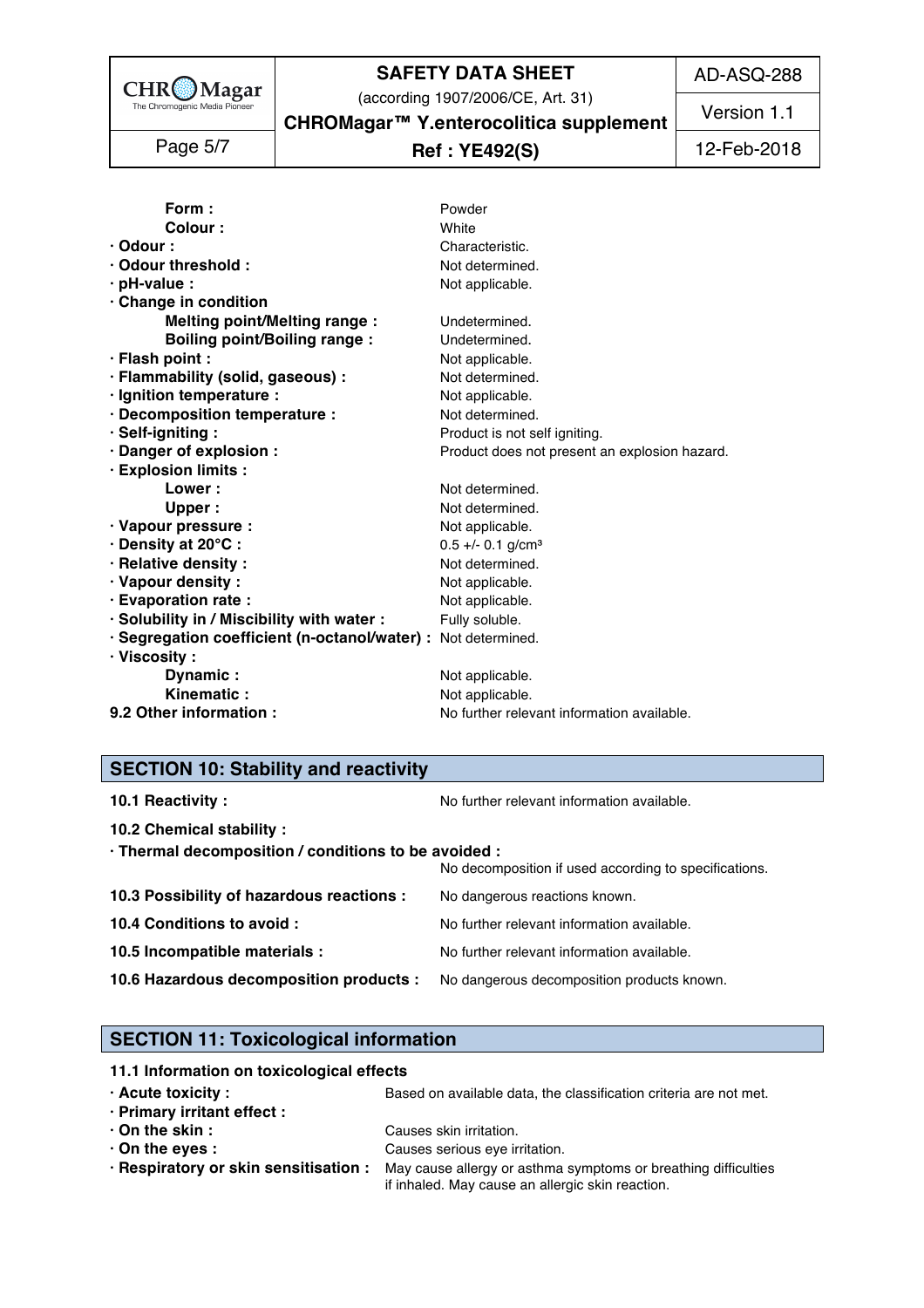| | |
|---|---|
| **Form :** | Powder |
| **Colour :** | White |
| **· Odour :** | Characteristic. |
| **· Odour threshold :** | Not determined. |
| **· pH-value :** | Not applicable. |
| **· Change in condition** | |
| **Melting point/Melting range :** | Undetermined. |
| **Boiling point/Boiling range :** | Undetermined. |
| **· Flash point :** | Not applicable. |
| **· Flammability (solid, gaseous) :** | Not determined. |
| **· Ignition temperature :** | Not applicable. |
| **· Decomposition temperature :** | Not determined. |
| **· Self-igniting :** | Product is not self igniting. |
| **· Danger of explosion :** | Product does not present an explosion hazard. |
| **· Explosion limits :** | |
| **Lower :** | Not determined. |
| **Upper :** | Not determined. |
| **· Vapour pressure :** | Not applicable. |
| **· Density at 20°C :** | 0.5 +/- 0.1 g/cm³ |
| **· Relative density :** | Not determined. |
| **· Vapour density :** | Not applicable. |
| **· Evaporation rate :** | Not applicable. |
| **· Solubility in / Miscibility with water :** | Fully soluble. |
| **· Segregation coefficient (n-octanol/water) :** | Not determined. |
| **· Viscosity :** | |
| **Dynamic :** | Not applicable. |
| **Kinematic :** | Not applicable. |
| **9.2 Other information :** | No further relevant information available. |

## SECTION 10: Stability and reactivity

**10.1 Reactivity :** No further relevant information available.

**10.2 Chemical stability :**

**· Thermal decomposition / conditions to be avoided :**
No decomposition if used according to specifications.

**10.3 Possibility of hazardous reactions :** No dangerous reactions known.

**10.4 Conditions to avoid :** No further relevant information available.

**10.5 Incompatible materials :** No further relevant information available.

**10.6 Hazardous decomposition products :** No dangerous decomposition products known.

## SECTION 11: Toxicological information

**11.1 Information on toxicological effects**

**· Acute toxicity :** Based on available data, the classification criteria are not met.

**· Primary irritant effect :**

**· On the skin :** Causes skin irritation.

**· On the eyes :** Causes serious eye irritation.

**· Respiratory or skin sensitisation :** May cause allergy or asthma symptoms or breathing difficulties if inhaled. May cause an allergic skin reaction.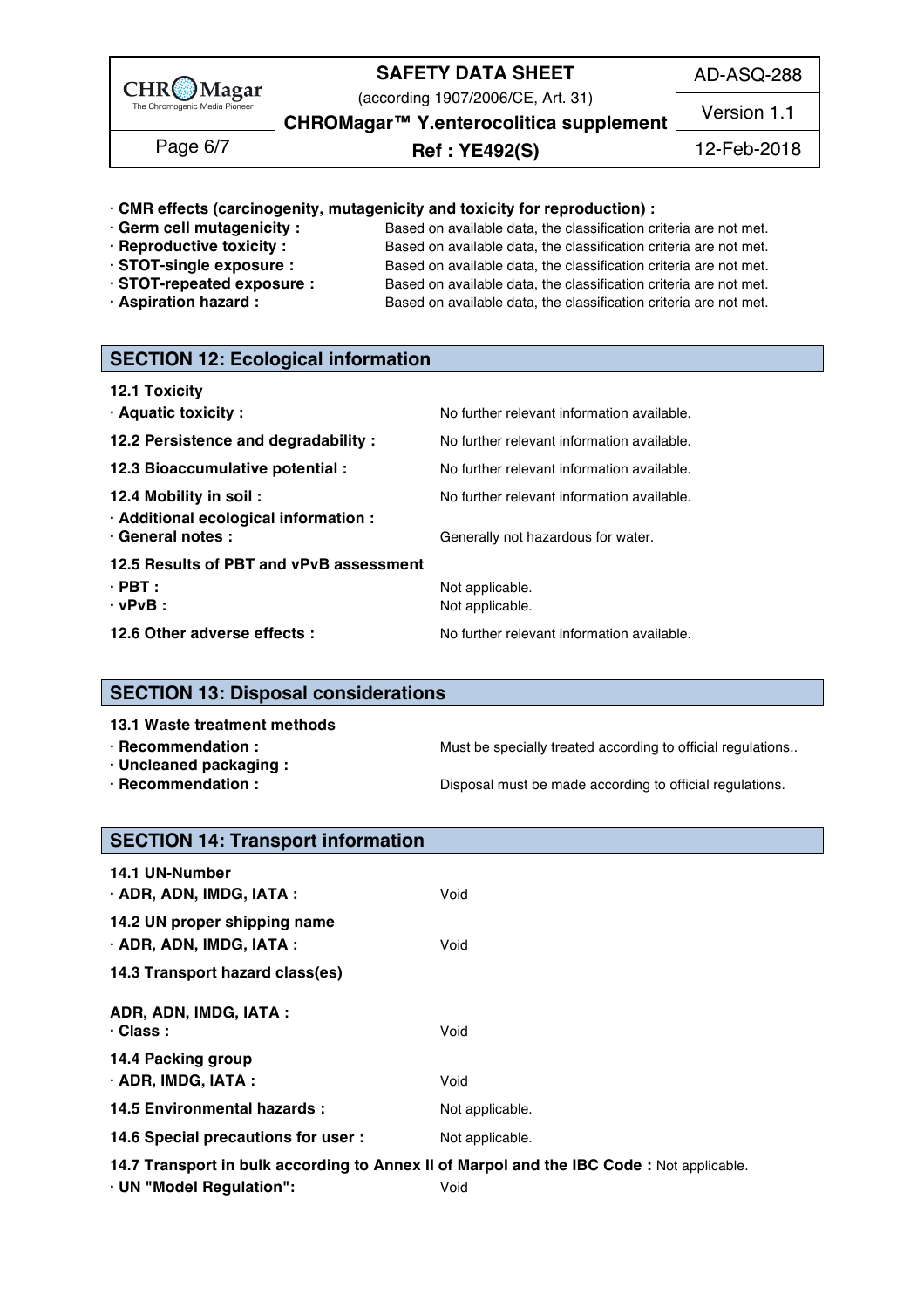**· CMR effects (carcinogenity, mutagenicity and toxicity for reproduction) :**

| | |
|---|---|
| **· Germ cell mutagenicity :** | Based on available data, the classification criteria are not met. |
| **· Reproductive toxicity :** | Based on available data, the classification criteria are not met. |
| **· STOT-single exposure :** | Based on available data, the classification criteria are not met. |
| **· STOT-repeated exposure :** | Based on available data, the classification criteria are not met. |
| **· Aspiration hazard :** | Based on available data, the classification criteria are not met. |

## SECTION 12: Ecological information

**12.1 Toxicity**

| | |
|---|---|
| **· Aquatic toxicity :** | No further relevant information available. |
| **12.2 Persistence and degradability :** | No further relevant information available. |
| **12.3 Bioaccumulative potential :** | No further relevant information available. |
| **12.4 Mobility in soil :** | No further relevant information available. |
| **· Additional ecological information :** | |
| **· General notes :** | Generally not hazardous for water. |

**12.5 Results of PBT and vPvB assessment**

| | |
|---|---|
| **· PBT :** | Not applicable. |
| **· vPvB :** | Not applicable. |
| **12.6 Other adverse effects :** | No further relevant information available. |

## SECTION 13: Disposal considerations

**13.1 Waste treatment methods**

| | |
|---|---|
| **· Recommendation :** | Must be specially treated according to official regulations.. |
| **· Uncleaned packaging :** | |
| **· Recommendation :** | Disposal must be made according to official regulations. |

## SECTION 14: Transport information

**14.1 UN-Number**

| | |
|---|---|
| **· ADR, ADN, IMDG, IATA :** | Void |

**14.2 UN proper shipping name**

| | |
|---|---|
| **· ADR, ADN, IMDG, IATA :** | Void |

**14.3 Transport hazard class(es)**

**ADR, ADN, IMDG, IATA :**

| | |
|---|---|
| **· Class :** | Void |

**14.4 Packing group**

| | |
|---|---|
| **· ADR, IMDG, IATA :** | Void |
| **14.5 Environmental hazards :** | Not applicable. |
| **14.6 Special precautions for user :** | Not applicable. |

**14.7 Transport in bulk according to Annex II of Marpol and the IBC Code :** Not applicable.

| | |
|---|---|
| **· UN "Model Regulation":** | Void |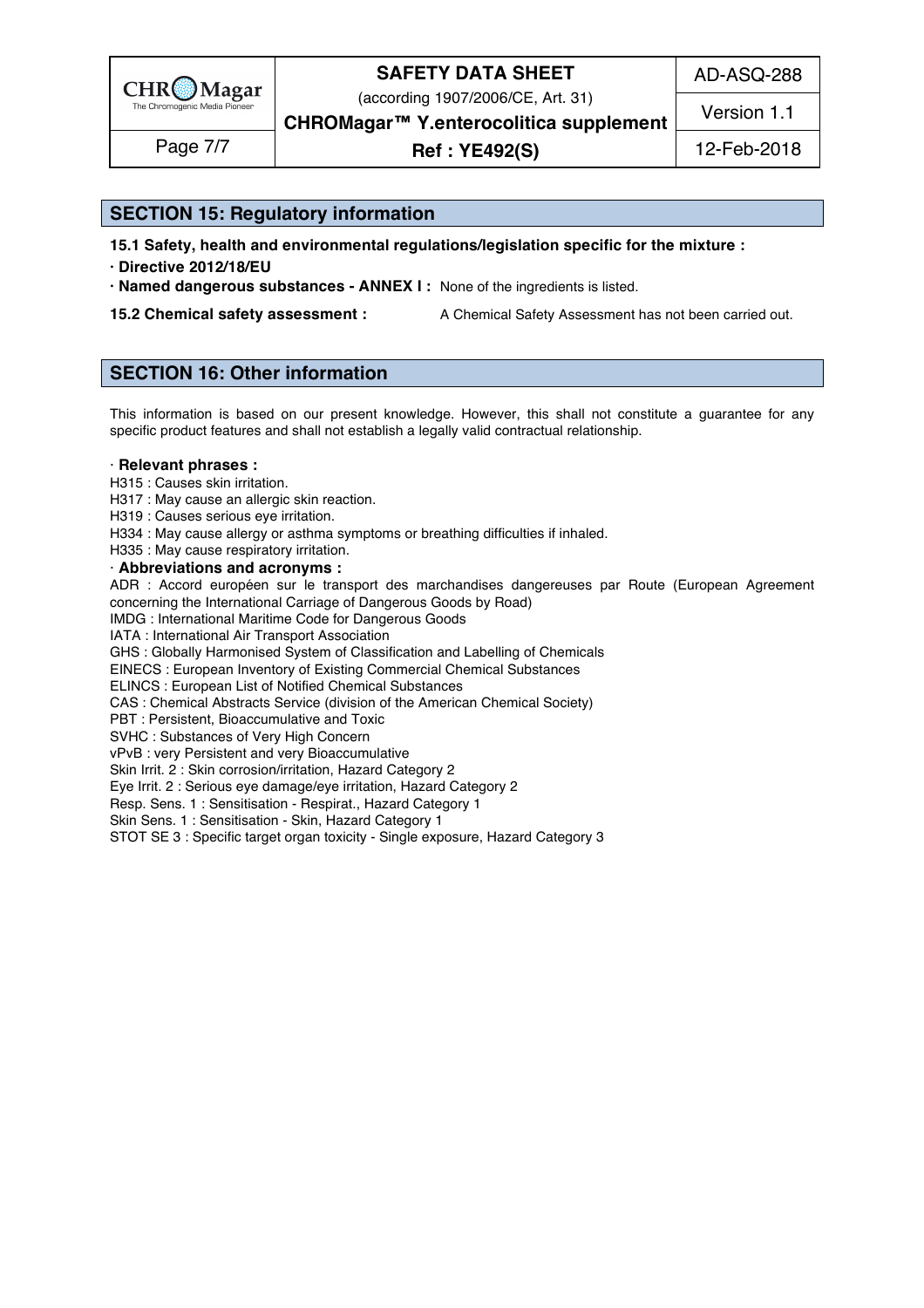## SECTION 15: Regulatory information

**15.1 Safety, health and environmental regulations/legislation specific for the mixture :**

**· Directive 2012/18/EU**

**· Named dangerous substances - ANNEX I :** None of the ingredients is listed.

**15.2 Chemical safety assessment :** A Chemical Safety Assessment has not been carried out.

## SECTION 16: Other information

This information is based on our present knowledge. However, this shall not constitute a guarantee for any specific product features and shall not establish a legally valid contractual relationship.

· **Relevant phrases :**

H315 : Causes skin irritation.
H317 : May cause an allergic skin reaction.
H319 : Causes serious eye irritation.
H334 : May cause allergy or asthma symptoms or breathing difficulties if inhaled.
H335 : May cause respiratory irritation.

· **Abbreviations and acronyms :**

ADR : Accord européen sur le transport des marchandises dangereuses par Route (European Agreement concerning the International Carriage of Dangerous Goods by Road)
IMDG : International Maritime Code for Dangerous Goods
IATA : International Air Transport Association
GHS : Globally Harmonised System of Classification and Labelling of Chemicals
EINECS : European Inventory of Existing Commercial Chemical Substances
ELINCS : European List of Notified Chemical Substances
CAS : Chemical Abstracts Service (division of the American Chemical Society)
PBT : Persistent, Bioaccumulative and Toxic
SVHC : Substances of Very High Concern
vPvB : very Persistent and very Bioaccumulative
Skin Irrit. 2 : Skin corrosion/irritation, Hazard Category 2
Eye Irrit. 2 : Serious eye damage/eye irritation, Hazard Category 2
Resp. Sens. 1 : Sensitisation - Respirat., Hazard Category 1
Skin Sens. 1 : Sensitisation - Skin, Hazard Category 1
STOT SE 3 : Specific target organ toxicity - Single exposure, Hazard Category 3